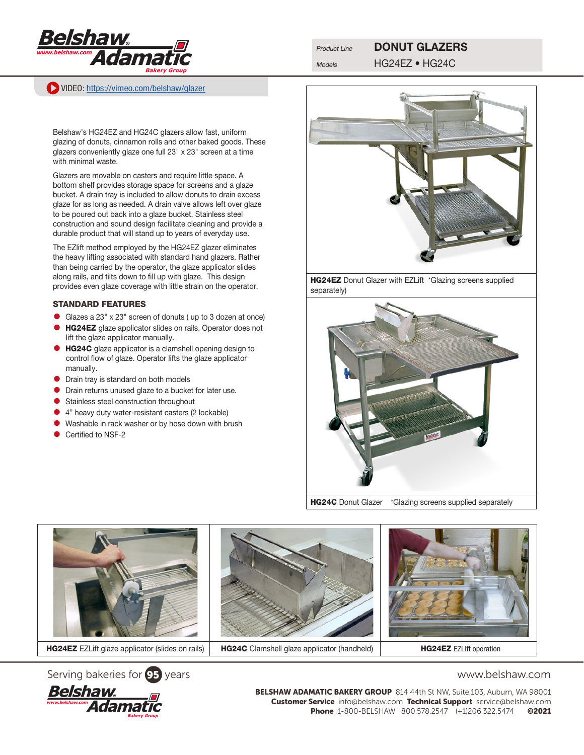| Product Line | DONUT GLAZERS |
| --- | --- |
| Models | HG24EZ • HG24C |

VIDEO: [https://vimeo.com/belshaw/glazer](https://vimeo.com/belshaw/glazer)

Belshaw's HG24EZ and HG24C glazers allow fast, uniform glazing of donuts, cinnamon rolls and other baked goods. These glazers conveniently glaze one full 23" x 23" screen at a time with minimal waste.

Glazers are movable on casters and require little space. A bottom shelf provides storage space for screens and a glaze bucket. A drain tray is included to allow donuts to drain excess glaze for as long as needed. A drain valve allows left over glaze to be poured out back into a glaze bucket. Stainless steel construction and sound design facilitate cleaning and provide a durable product that will stand up to years of everyday use.

The EZlift method employed by the HG24EZ glazer eliminates the heavy lifting associated with standard hand glazers. Rather than being carried by the operator, the glaze applicator slides along rails, and tilts down to fill up with glaze. This design provides even glaze coverage with little strain on the operator.

## STANDARD FEATURES

- Glazes a 23" x 23" screen of donuts ( up to 3 dozen at once)
- **HG24EZ** glaze applicator slides on rails. Operator does not lift the glaze applicator manually.
- **HG24C** glaze applicator is a clamshell opening design to control flow of glaze. Operator lifts the glaze applicator manually.
- Drain tray is standard on both models
- Drain returns unused glaze to a bucket for later use.
- Stainless steel construction throughout
- 4" heavy duty water-resistant casters (2 lockable)
- Washable in rack washer or by hose down with brush
- Certified to NSF-2

**HG24EZ** Donut Glazer with EZLift *Glazing screens supplied separately)

**HG24C** Donut Glazer *Glazing screens supplied separately

**HG24EZ** EZLift glaze applicator (slides on rails)

**HG24C** Clamshell glaze applicator (handheld)

**HG24EZ** EZLift operation

Serving bakeries for 95 years

www.belshaw.com

**BELSHAW ADAMATIC BAKERY GROUP** 814 44th St NW, Suite 103, Auburn, WA 98001
**Customer Service** info@belshaw.com **Technical Support** service@belshaw.com
**Phone** 1-800-BELSHAW 800.578.2547 (+1)206.322.5474 **©2021**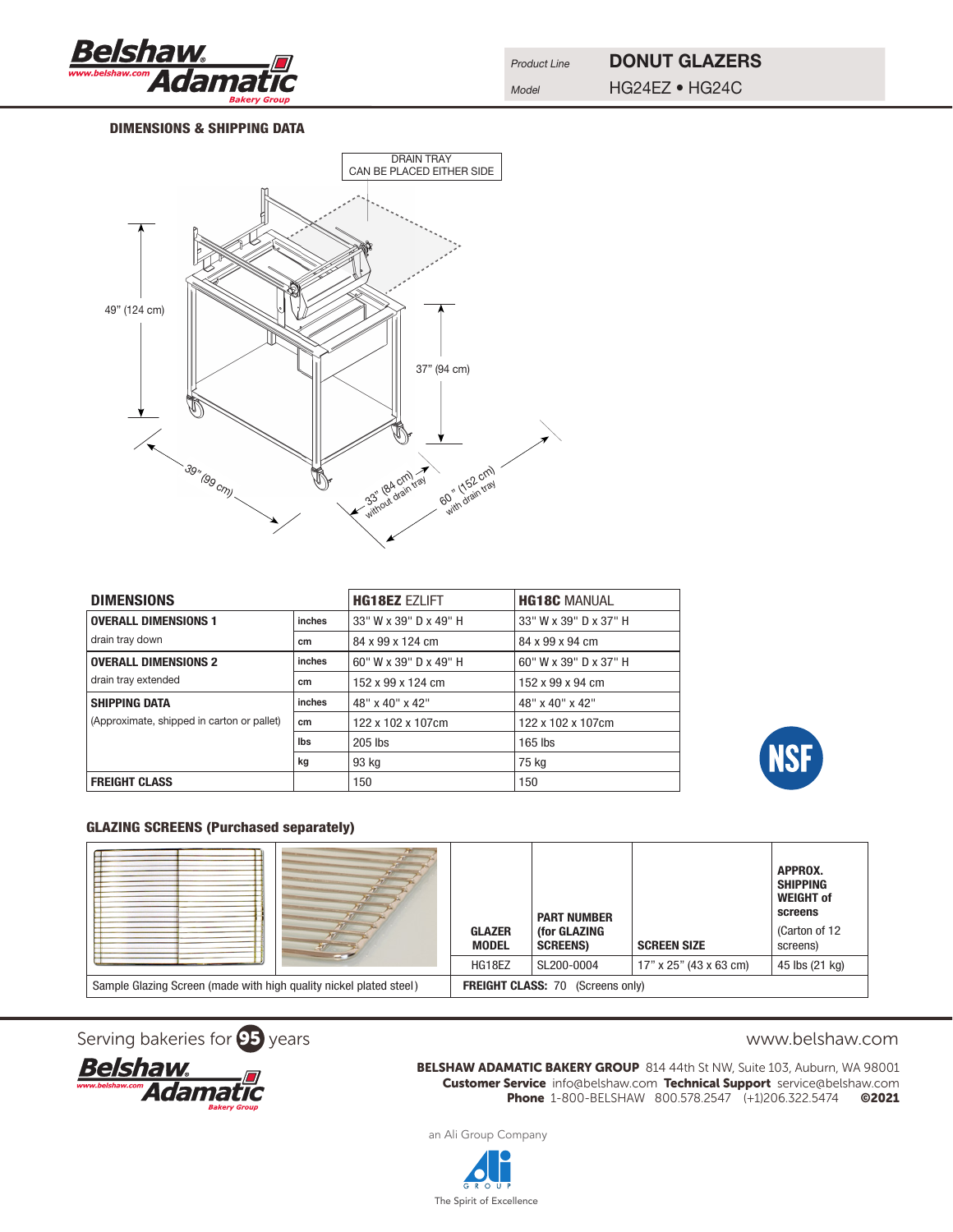Product Line **DONUT GLAZERS**

Model HG24EZ • HG24C

## DIMENSIONS & SHIPPING DATA

DRAIN TRAY
CAN BE PLACED EITHER SIDE

49" (124 cm)

37" (94 cm)

39" (99 cm)

33" (84 cm) without drain tray

60 " (152 cm) with drain tray

| DIMENSIONS | | HG18EZ EZLIFT | HG18C MANUAL |
|---|---|---|---|
| **OVERALL DIMENSIONS 1** | inches | 33" W x 39" D x 49" H | 33" W x 39" D x 37" H |
| drain tray down | cm | 84 x 99 x 124 cm | 84 x 99 x 94 cm |
| **OVERALL DIMENSIONS 2** | inches | 60" W x 39" D x 49" H | 60" W x 39" D x 37" H |
| drain tray extended | cm | 152 x 99 x 124 cm | 152 x 99 x 94 cm |
| **SHIPPING DATA** | inches | 48" x 40" x 42" | 48" x 40" x 42" |
| (Approximate, shipped in carton or pallet) | cm | 122 x 102 x 107cm | 122 x 102 x 107cm |
| | lbs | 205 lbs | 165 lbs |
| | kg | 93 kg | 75 kg |
| **FREIGHT CLASS** | | 150 | 150 |

NSF

## GLAZING SCREENS (Purchased separately)

| GLAZER MODEL | PART NUMBER (for GLAZING SCREENS) | SCREEN SIZE | APPROX. SHIPPING WEIGHT of screens (Carton of 12 screens) |
|---|---|---|---|
| HG18EZ | SL200-0004 | 17" x 25" (43 x 63 cm) | 45 lbs (21 kg) |

Sample Glazing Screen (made with high quality nickel plated steel)

**FREIGHT CLASS:** 70 (Screens only)

Serving bakeries for 95 years

www.belshaw.com

**BELSHAW ADAMATIC BAKERY GROUP** 814 44th St NW, Suite 103, Auburn, WA 98001
**Customer Service** info@belshaw.com **Technical Support** service@belshaw.com
**Phone** 1-800-BELSHAW 800.578.2547 (+1)206.322.5474 **©2021**

an Ali Group Company

The Spirit of Excellence